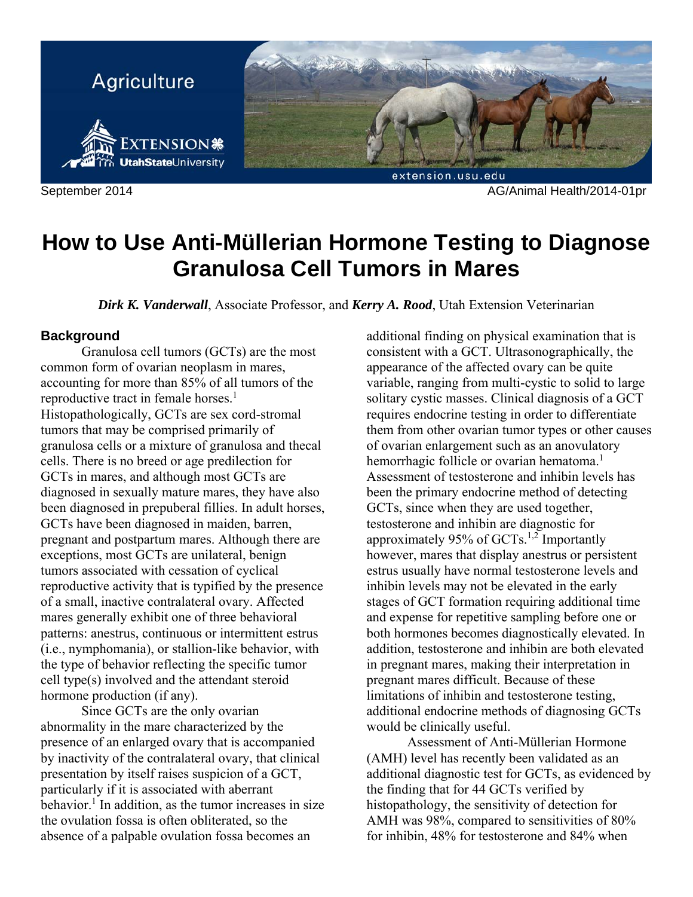September 2014 AG/Animal Health/2014-01pr

# How to Use Anti-Müllerian Hormone Testing to Diagnose Granulosa Cell Tumors in Mares

***Dirk K. Vanderwall***, Associate Professor, and ***Kerry A. Rood***, Utah Extension Veterinarian

## Background

Granulosa cell tumors (GCTs) are the most common form of ovarian neoplasm in mares, accounting for more than 85% of all tumors of the reproductive tract in female horses.[1] Histopathologically, GCTs are sex cord-stromal tumors that may be comprised primarily of granulosa cells or a mixture of granulosa and thecal cells. There is no breed or age predilection for GCTs in mares, and although most GCTs are diagnosed in sexually mature mares, they have also been diagnosed in prepuberal fillies. In adult horses, GCTs have been diagnosed in maiden, barren, pregnant and postpartum mares. Although there are exceptions, most GCTs are unilateral, benign tumors associated with cessation of cyclical reproductive activity that is typified by the presence of a small, inactive contralateral ovary. Affected mares generally exhibit one of three behavioral patterns: anestrus, continuous or intermittent estrus (i.e., nymphomania), or stallion-like behavior, with the type of behavior reflecting the specific tumor cell type(s) involved and the attendant steroid hormone production (if any).

Since GCTs are the only ovarian abnormality in the mare characterized by the presence of an enlarged ovary that is accompanied by inactivity of the contralateral ovary, that clinical presentation by itself raises suspicion of a GCT, particularly if it is associated with aberrant behavior.[1] In addition, as the tumor increases in size the ovulation fossa is often obliterated, so the absence of a palpable ovulation fossa becomes an additional finding on physical examination that is consistent with a GCT. Ultrasonographically, the appearance of the affected ovary can be quite variable, ranging from multi-cystic to solid to large solitary cystic masses. Clinical diagnosis of a GCT requires endocrine testing in order to differentiate them from other ovarian tumor types or other causes of ovarian enlargement such as an anovulatory hemorrhagic follicle or ovarian hematoma.[1] Assessment of testosterone and inhibin levels has been the primary endocrine method of detecting GCTs, since when they are used together, testosterone and inhibin are diagnostic for approximately 95% of GCTs.[1,2] Importantly however, mares that display anestrus or persistent estrus usually have normal testosterone levels and inhibin levels may not be elevated in the early stages of GCT formation requiring additional time and expense for repetitive sampling before one or both hormones becomes diagnostically elevated. In addition, testosterone and inhibin are both elevated in pregnant mares, making their interpretation in pregnant mares difficult. Because of these limitations of inhibin and testosterone testing, additional endocrine methods of diagnosing GCTs would be clinically useful.

Assessment of Anti-Müllerian Hormone (AMH) level has recently been validated as an additional diagnostic test for GCTs, as evidenced by the finding that for 44 GCTs verified by histopathology, the sensitivity of detection for AMH was 98%, compared to sensitivities of 80% for inhibin, 48% for testosterone and 84% when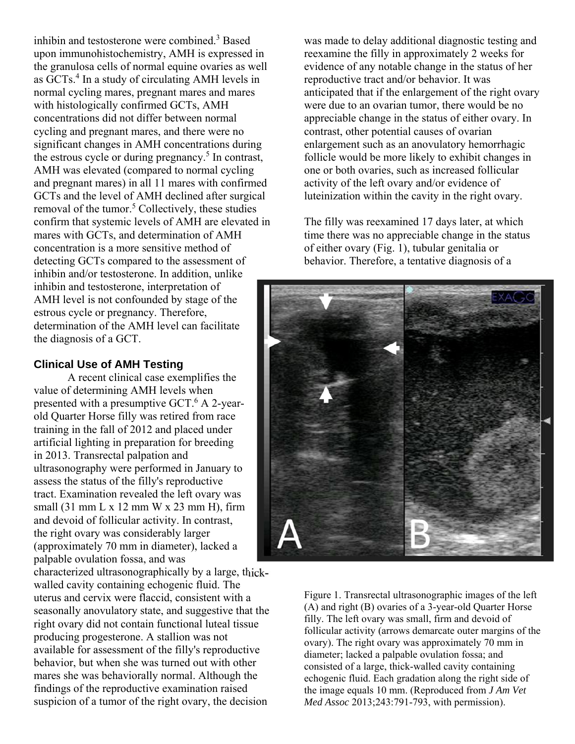inhibin and testosterone were combined.[3] Based upon immunohistochemistry, AMH is expressed in the granulosa cells of normal equine ovaries as well as GCTs.[4] In a study of circulating AMH levels in normal cycling mares, pregnant mares and mares with histologically confirmed GCTs, AMH concentrations did not differ between normal cycling and pregnant mares, and there were no significant changes in AMH concentrations during the estrous cycle or during pregnancy.[5] In contrast, AMH was elevated (compared to normal cycling and pregnant mares) in all 11 mares with confirmed GCTs and the level of AMH declined after surgical removal of the tumor.[5] Collectively, these studies confirm that systemic levels of AMH are elevated in mares with GCTs, and determination of AMH concentration is a more sensitive method of detecting GCTs compared to the assessment of inhibin and/or testosterone. In addition, unlike inhibin and testosterone, interpretation of AMH level is not confounded by stage of the estrous cycle or pregnancy. Therefore, determination of the AMH level can facilitate the diagnosis of a GCT.

### Clinical Use of AMH Testing

A recent clinical case exemplifies the value of determining AMH levels when presented with a presumptive GCT.[6] A 2-year-old Quarter Horse filly was retired from race training in the fall of 2012 and placed under artificial lighting in preparation for breeding in 2013. Transrectal palpation and ultrasonography were performed in January to assess the status of the filly's reproductive tract. Examination revealed the left ovary was small (31 mm L x 12 mm W x 23 mm H), firm and devoid of follicular activity. In contrast, the right ovary was considerably larger (approximately 70 mm in diameter), lacked a palpable ovulation fossa, and was characterized ultrasonographically by a large, thick-walled cavity containing echogenic fluid. The uterus and cervix were flaccid, consistent with a seasonally anovulatory state, and suggestive that the right ovary did not contain functional luteal tissue producing progesterone. A stallion was not available for assessment of the filly's reproductive behavior, but when she was turned out with other mares she was behaviorally normal. Although the findings of the reproductive examination raised suspicion of a tumor of the right ovary, the decision was made to delay additional diagnostic testing and reexamine the filly in approximately 2 weeks for evidence of any notable change in the status of her reproductive tract and/or behavior. It was anticipated that if the enlargement of the right ovary were due to an ovarian tumor, there would be no appreciable change in the status of either ovary. In contrast, other potential causes of ovarian enlargement such as an anovulatory hemorrhagic follicle would be more likely to exhibit changes in one or both ovaries, such as increased follicular activity of the left ovary and/or evidence of luteinization within the cavity in the right ovary.

The filly was reexamined 17 days later, at which time there was no appreciable change in the status of either ovary (Fig. 1), tubular genitalia or behavior. Therefore, a tentative diagnosis of a

Figure 1. Transrectal ultrasonographic images of the left (A) and right (B) ovaries of a 3-year-old Quarter Horse filly. The left ovary was small, firm and devoid of follicular activity (arrows demarcate outer margins of the ovary). The right ovary was approximately 70 mm in diameter; lacked a palpable ovulation fossa; and consisted of a large, thick-walled cavity containing echogenic fluid. Each gradation along the right side of the image equals 10 mm. (Reproduced from *J Am Vet Med Assoc* 2013;243:791-793, with permission).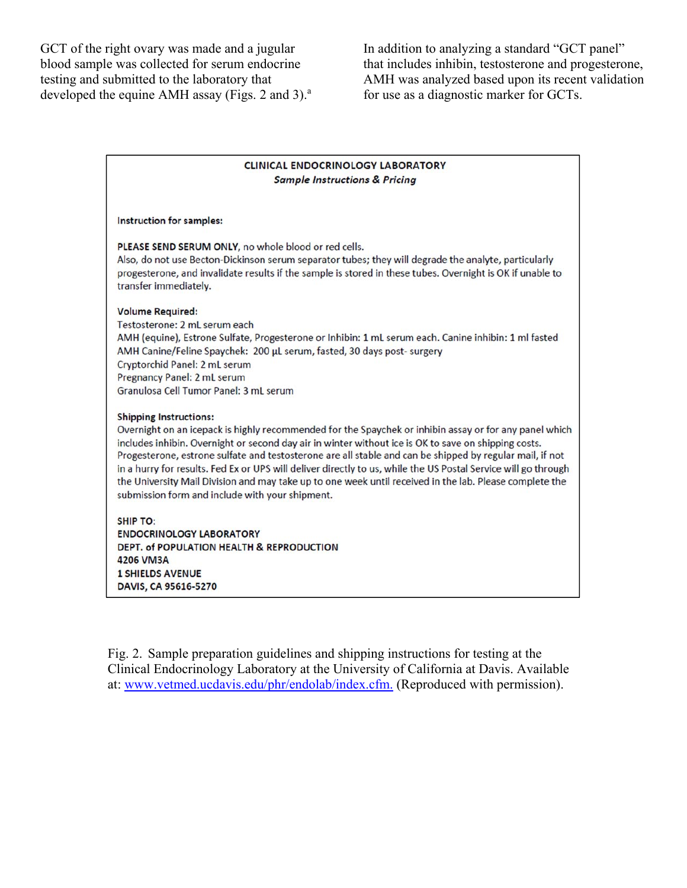GCT of the right ovary was made and a jugular blood sample was collected for serum endocrine testing and submitted to the laboratory that developed the equine AMH assay (Figs. 2 and 3).[a] In addition to analyzing a standard "GCT panel" that includes inhibin, testosterone and progesterone, AMH was analyzed based upon its recent validation for use as a diagnostic marker for GCTs.

**CLINICAL ENDOCRINOLOGY LABORATORY**
***Sample Instructions & Pricing***

**Instruction for samples:**

**PLEASE SEND SERUM ONLY**, no whole blood or red cells.
Also, do not use Becton-Dickinson serum separator tubes; they will degrade the analyte, particularly progesterone, and invalidate results if the sample is stored in these tubes. Overnight is OK if unable to transfer immediately.

**Volume Required:**
Testosterone: 2 mL serum each
AMH (equine), Estrone Sulfate, Progesterone or Inhibin: 1 mL serum each. Canine inhibin: 1 ml fasted
AMH Canine/Feline Spaychek: 200 µL serum, fasted, 30 days post- surgery
Cryptorchid Panel: 2 mL serum
Pregnancy Panel: 2 mL serum
Granulosa Cell Tumor Panel: 3 mL serum

**Shipping Instructions:**
Overnight on an icepack is highly recommended for the Spaychek or inhibin assay or for any panel which includes inhibin. Overnight or second day air in winter without ice is OK to save on shipping costs. Progesterone, estrone sulfate and testosterone are all stable and can be shipped by regular mail, if not in a hurry for results. Fed Ex or UPS will deliver directly to us, while the US Postal Service will go through the University Mail Division and may take up to one week until received in the lab. Please complete the submission form and include with your shipment.

SHIP TO:
**ENDOCRINOLOGY LABORATORY**
**DEPT. of POPULATION HEALTH & REPRODUCTION**
**4206 VM3A**
**1 SHIELDS AVENUE**
**DAVIS, CA 95616-5270**

Fig. 2. Sample preparation guidelines and shipping instructions for testing at the Clinical Endocrinology Laboratory at the University of California at Davis. Available at: www.vetmed.ucdavis.edu/phr/endolab/index.cfm. (Reproduced with permission).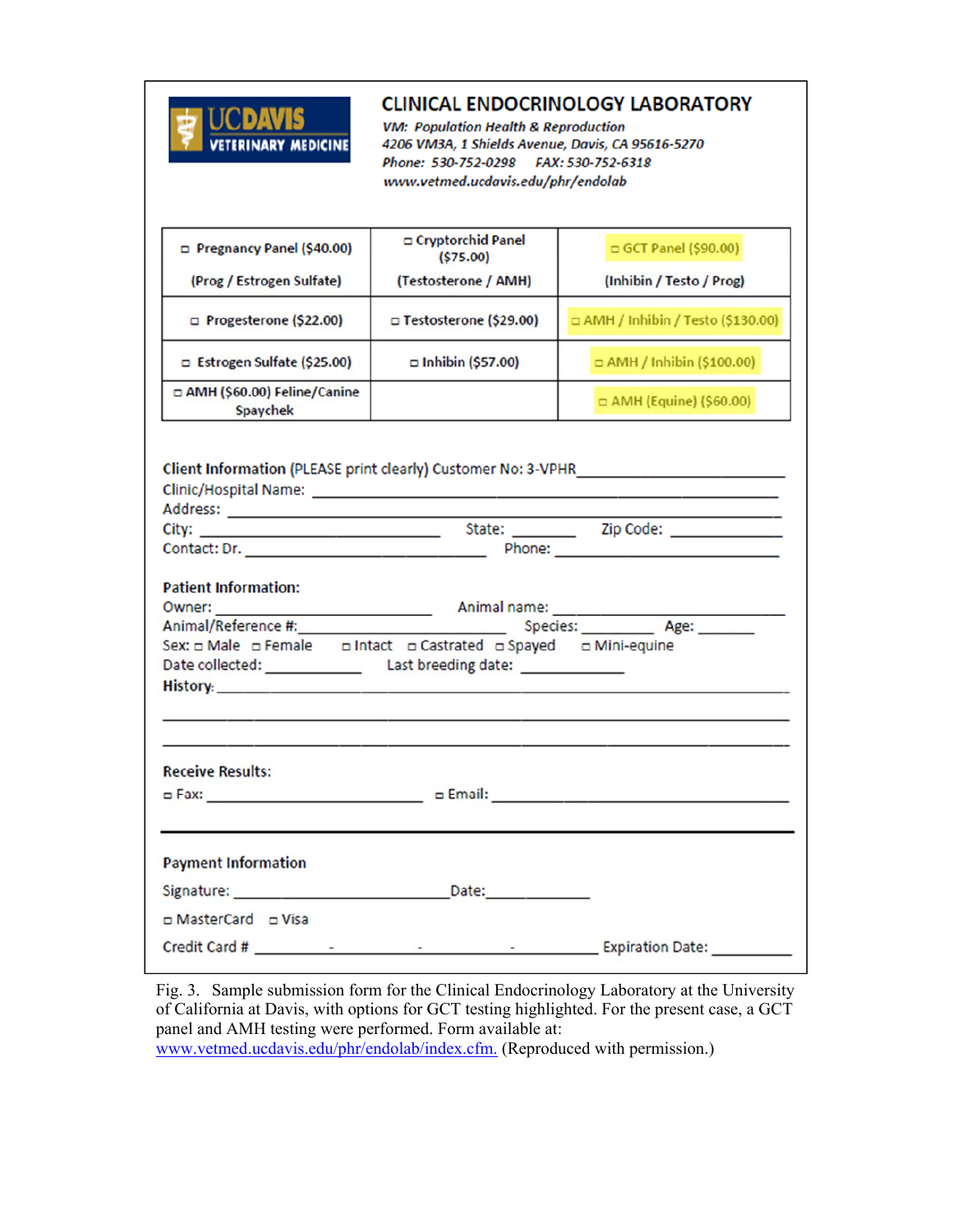# CLINICAL ENDOCRINOLOGY LABORATORY

UC DAVIS VETERINARY MEDICINE

*VM: Population Health & Reproduction*
*4206 VM3A, 1 Shields Avenue, Davis, CA 95616-5270*
*Phone: 530-752-0298 FAX: 530-752-6318*
*www.vetmed.ucdavis.edu/phr/endolab*

| | | |
|---|---|---|
| ▫ Pregnancy Panel ($40.00) (Prog / Estrogen Sulfate) | ▫ Cryptorchid Panel ($75.00) (Testosterone / AMH) | ▫ GCT Panel ($90.00) (Inhibin / Testo / Prog) |
| ▫ Progesterone ($22.00) | ▫ Testosterone ($29.00) | ▫ AMH / Inhibin / Testo ($130.00) |
| ▫ Estrogen Sulfate ($25.00) | ▫ Inhibin ($57.00) | ▫ AMH / Inhibin ($100.00) |
| ▫ AMH ($60.00) Feline/Canine Spaychek | | ▫ AMH (Equine) ($60.00) |

**Client Information** (PLEASE print clearly) Customer No: 3-VPHR\_\_\_\_\_\_\_\_\_\_\_\_\_\_\_\_\_\_\_\_

Clinic/Hospital Name: \_\_\_\_\_\_\_\_\_\_\_\_\_\_\_\_\_\_\_\_\_\_\_\_\_\_\_\_\_\_\_\_\_\_\_\_

Address: \_\_\_\_\_\_\_\_\_\_\_\_\_\_\_\_\_\_\_\_\_\_\_\_\_\_\_\_\_\_\_\_\_\_\_\_\_\_\_\_\_\_

City: \_\_\_\_\_\_\_\_\_\_\_\_\_\_\_\_\_\_\_\_ State: \_\_\_\_\_\_\_ Zip Code: \_\_\_\_\_\_\_\_\_\_

Contact: Dr. \_\_\_\_\_\_\_\_\_\_\_\_\_\_\_\_\_\_\_\_\_\_ Phone: \_\_\_\_\_\_\_\_\_\_\_\_\_\_\_\_\_\_\_\_

**Patient Information:**

Owner: \_\_\_\_\_\_\_\_\_\_\_\_\_\_\_\_\_\_\_\_ Animal name: \_\_\_\_\_\_\_\_\_\_\_\_\_\_\_\_\_\_\_\_

Animal/Reference #:\_\_\_\_\_\_\_\_\_\_\_\_\_\_\_\_\_\_\_\_ Species: \_\_\_\_\_\_\_\_\_ Age: \_\_\_\_\_\_\_

Sex: ▫ Male ▫ Female ▫ Intact ▫ Castrated ▫ Spayed ▫ Mini-equine

Date collected: \_\_\_\_\_\_\_\_\_\_\_ Last breeding date: \_\_\_\_\_\_\_\_\_\_\_

**History**: \_\_\_\_\_\_\_\_\_\_\_\_\_\_\_\_\_\_\_\_\_\_\_\_\_\_\_\_\_\_\_\_\_\_\_\_\_\_\_\_\_\_\_\_\_\_\_\_

**Receive Results:**

▫ Fax: \_\_\_\_\_\_\_\_\_\_\_\_\_\_\_\_\_\_\_\_ ▫ Email: \_\_\_\_\_\_\_\_\_\_\_\_\_\_\_\_\_\_\_\_\_\_\_\_\_\_\_\_

**Payment Information**

Signature: \_\_\_\_\_\_\_\_\_\_\_\_\_\_\_\_\_\_\_\_\_\_Date:\_\_\_\_\_\_\_\_\_\_\_\_

▫ MasterCard ▫ Visa

Credit Card # \_\_\_\_\_\_\_\_ - \_\_\_\_\_\_\_\_ - \_\_\_\_\_\_\_\_ - \_\_\_\_\_\_\_\_ Expiration Date: \_\_\_\_\_\_\_\_\_

Fig. 3. Sample submission form for the Clinical Endocrinology Laboratory at the University of California at Davis, with options for GCT testing highlighted. For the present case, a GCT panel and AMH testing were performed. Form available at: www.vetmed.ucdavis.edu/phr/endolab/index.cfm. (Reproduced with permission.)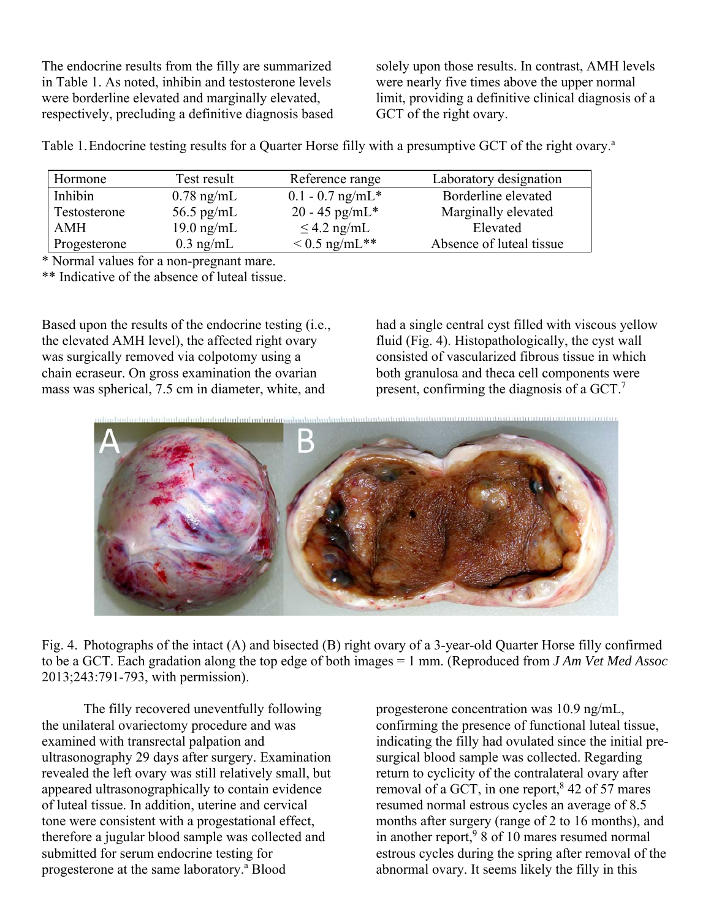The endocrine results from the filly are summarized in Table 1. As noted, inhibin and testosterone levels were borderline elevated and marginally elevated, respectively, precluding a definitive diagnosis based solely upon those results. In contrast, AMH levels were nearly five times above the upper normal limit, providing a definitive clinical diagnosis of a GCT of the right ovary.

Table 1. Endocrine testing results for a Quarter Horse filly with a presumptive GCT of the right ovary.[a]

| Hormone | Test result | Reference range | Laboratory designation |
|---|---|---|---|
| Inhibin | 0.78 ng/mL | 0.1 - 0.7 ng/mL* | Borderline elevated |
| Testosterone | 56.5 pg/mL | 20 - 45 pg/mL* | Marginally elevated |
| AMH | 19.0 ng/mL | ≤ 4.2 ng/mL | Elevated |
| Progesterone | 0.3 ng/mL | < 0.5 ng/mL** | Absence of luteal tissue |

\* Normal values for a non-pregnant mare.

\** Indicative of the absence of luteal tissue.

Based upon the results of the endocrine testing (i.e., the elevated AMH level), the affected right ovary was surgically removed via colpotomy using a chain ecraseur. On gross examination the ovarian mass was spherical, 7.5 cm in diameter, white, and had a single central cyst filled with viscous yellow fluid (Fig. 4). Histopathologically, the cyst wall consisted of vascularized fibrous tissue in which both granulosa and theca cell components were present, confirming the diagnosis of a GCT.[7]

Fig. 4. Photographs of the intact (A) and bisected (B) right ovary of a 3-year-old Quarter Horse filly confirmed to be a GCT. Each gradation along the top edge of both images = 1 mm. (Reproduced from *J Am Vet Med Assoc* 2013;243:791-793, with permission).

The filly recovered uneventfully following the unilateral ovariectomy procedure and was examined with transrectal palpation and ultrasonography 29 days after surgery. Examination revealed the left ovary was still relatively small, but appeared ultrasonographically to contain evidence of luteal tissue. In addition, uterine and cervical tone were consistent with a progestational effect, therefore a jugular blood sample was collected and submitted for serum endocrine testing for progesterone at the same laboratory.[a] Blood progesterone concentration was 10.9 ng/mL, confirming the presence of functional luteal tissue, indicating the filly had ovulated since the initial pre-surgical blood sample was collected. Regarding return to cyclicity of the contralateral ovary after removal of a GCT, in one report,[8] 42 of 57 mares resumed normal estrous cycles an average of 8.5 months after surgery (range of 2 to 16 months), and in another report,[9] 8 of 10 mares resumed normal estrous cycles during the spring after removal of the abnormal ovary. It seems likely the filly in this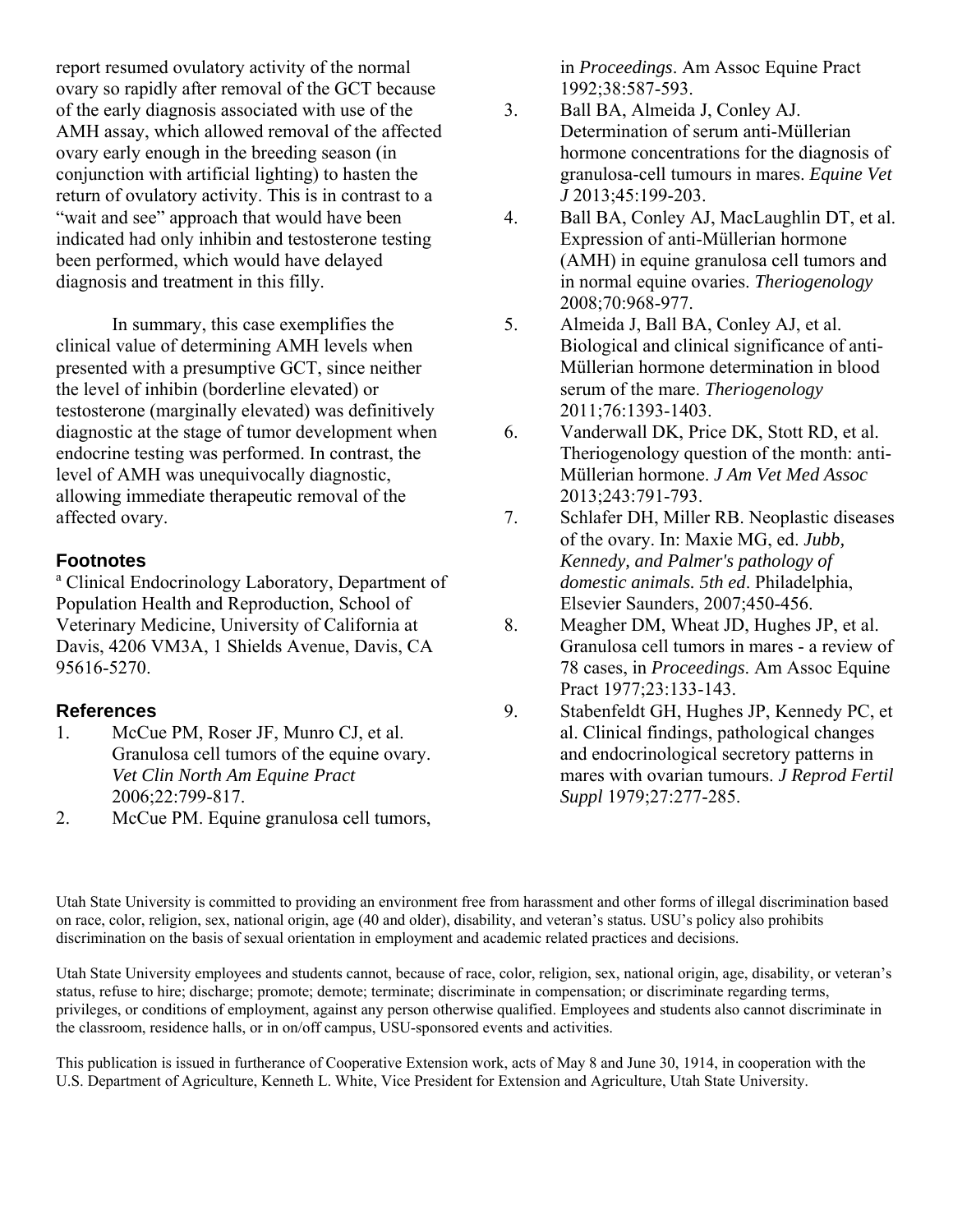report resumed ovulatory activity of the normal ovary so rapidly after removal of the GCT because of the early diagnosis associated with use of the AMH assay, which allowed removal of the affected ovary early enough in the breeding season (in conjunction with artificial lighting) to hasten the return of ovulatory activity. This is in contrast to a "wait and see" approach that would have been indicated had only inhibin and testosterone testing been performed, which would have delayed diagnosis and treatment in this filly.

In summary, this case exemplifies the clinical value of determining AMH levels when presented with a presumptive GCT, since neither the level of inhibin (borderline elevated) or testosterone (marginally elevated) was definitively diagnostic at the stage of tumor development when endocrine testing was performed. In contrast, the level of AMH was unequivocally diagnostic, allowing immediate therapeutic removal of the affected ovary.

## Footnotes

[a] Clinical Endocrinology Laboratory, Department of Population Health and Reproduction, School of Veterinary Medicine, University of California at Davis, 4206 VM3A, 1 Shields Avenue, Davis, CA 95616-5270.

## References

1. McCue PM, Roser JF, Munro CJ, et al. Granulosa cell tumors of the equine ovary. *Vet Clin North Am Equine Pract* 2006;22:799-817.
2. McCue PM. Equine granulosa cell tumors, in *Proceedings*. Am Assoc Equine Pract 1992;38:587-593.
3. Ball BA, Almeida J, Conley AJ. Determination of serum anti-Müllerian hormone concentrations for the diagnosis of granulosa-cell tumours in mares. *Equine Vet J* 2013;45:199-203.
4. Ball BA, Conley AJ, MacLaughlin DT, et al. Expression of anti-Müllerian hormone (AMH) in equine granulosa cell tumors and in normal equine ovaries. *Theriogenology* 2008;70:968-977.
5. Almeida J, Ball BA, Conley AJ, et al. Biological and clinical significance of anti-Müllerian hormone determination in blood serum of the mare. *Theriogenology* 2011;76:1393-1403.
6. Vanderwall DK, Price DK, Stott RD, et al. Theriogenology question of the month: anti-Müllerian hormone. *J Am Vet Med Assoc* 2013;243:791-793.
7. Schlafer DH, Miller RB. Neoplastic diseases of the ovary. In: Maxie MG, ed. *Jubb, Kennedy, and Palmer's pathology of domestic animals. 5th ed*. Philadelphia, Elsevier Saunders, 2007;450-456.
8. Meagher DM, Wheat JD, Hughes JP, et al. Granulosa cell tumors in mares - a review of 78 cases, in *Proceedings*. Am Assoc Equine Pract 1977;23:133-143.
9. Stabenfeldt GH, Hughes JP, Kennedy PC, et al. Clinical findings, pathological changes and endocrinological secretory patterns in mares with ovarian tumours. *J Reprod Fertil Suppl* 1979;27:277-285.

Utah State University is committed to providing an environment free from harassment and other forms of illegal discrimination based on race, color, religion, sex, national origin, age (40 and older), disability, and veteran's status. USU's policy also prohibits discrimination on the basis of sexual orientation in employment and academic related practices and decisions.

Utah State University employees and students cannot, because of race, color, religion, sex, national origin, age, disability, or veteran's status, refuse to hire; discharge; promote; demote; terminate; discriminate in compensation; or discriminate regarding terms, privileges, or conditions of employment, against any person otherwise qualified. Employees and students also cannot discriminate in the classroom, residence halls, or in on/off campus, USU-sponsored events and activities.

This publication is issued in furtherance of Cooperative Extension work, acts of May 8 and June 30, 1914, in cooperation with the U.S. Department of Agriculture, Kenneth L. White, Vice President for Extension and Agriculture, Utah State University.